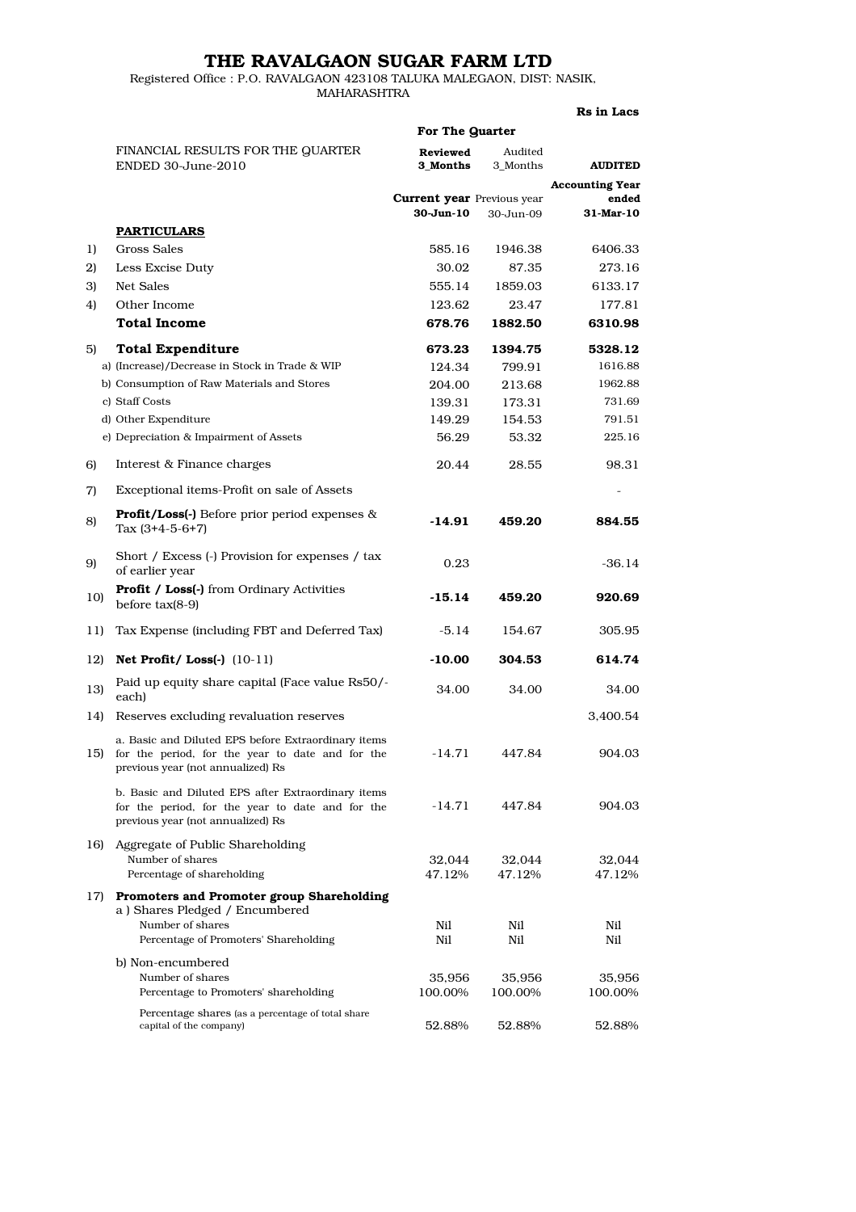# THE RAVALGAON SUGAR FARM LTD

Registered Office : P.O. RAVALGAON 423108 TALUKA MALEGAON, DIST: NASIK, MAHARASHTRA

**Rs in Lacs**

| | FINANCIAL RESULTS FOR THE QUARTER ENDED 30-June-2010 | For The Quarter | | **AUDITED** |
|---|---|---|---|---|
| | | **Reviewed 3_Months** | Audited 3_Months | **Accounting Year ended** |
| | | **Current year 30-Jun-10** | Previous year 30-Jun-09 | **31-Mar-10** |
| | **PARTICULARS** | | | |
| 1) | Gross Sales | 585.16 | 1946.38 | 6406.33 |
| 2) | Less Excise Duty | 30.02 | 87.35 | 273.16 |
| 3) | Net Sales | 555.14 | 1859.03 | 6133.17 |
| 4) | Other Income | 123.62 | 23.47 | 177.81 |
| | **Total Income** | **678.76** | **1882.50** | **6310.98** |
| 5) | **Total Expenditure** | **673.23** | **1394.75** | **5328.12** |
| | a) (Increase)/Decrease in Stock in Trade & WIP | 124.34 | 799.91 | 1616.88 |
| | b) Consumption of Raw Materials and Stores | 204.00 | 213.68 | 1962.88 |
| | c) Staff Costs | 139.31 | 173.31 | 731.69 |
| | d) Other Expenditure | 149.29 | 154.53 | 791.51 |
| | e) Depreciation & Impairment of Assets | 56.29 | 53.32 | 225.16 |
| 6) | Interest & Finance charges | 20.44 | 28.55 | 98.31 |
| 7) | Exceptional items-Profit on sale of Assets | | | - |
| 8) | **Profit/Loss(-)** Before prior period expenses & Tax (3+4-5-6+7) | **-14.91** | **459.20** | **884.55** |
| 9) | Short / Excess (-) Provision for expenses / tax of earlier year | 0.23 | | -36.14 |
| 10) | **Profit / Loss(-)** from Ordinary Activities before tax(8-9) | **-15.14** | **459.20** | **920.69** |
| 11) | Tax Expense (including FBT and Deferred Tax) | -5.14 | 154.67 | 305.95 |
| 12) | **Net Profit/ Loss(-)** (10-11) | **-10.00** | **304.53** | **614.74** |
| 13) | Paid up equity share capital (Face value Rs50/- each) | 34.00 | 34.00 | 34.00 |
| 14) | Reserves excluding revaluation reserves | | | 3,400.54 |
| 15) | a. Basic and Diluted EPS before Extraordinary items for the period, for the year to date and for the previous year (not annualized) Rs | -14.71 | 447.84 | 904.03 |
| | b. Basic and Diluted EPS after Extraordinary items for the period, for the year to date and for the previous year (not annualized) Rs | -14.71 | 447.84 | 904.03 |
| 16) | Aggregate of Public Shareholding | | | |
| | Number of shares | 32,044 | 32,044 | 32,044 |
| | Percentage of shareholding | 47.12% | 47.12% | 47.12% |
| 17) | **Promoters and Promoter group Shareholding** | | | |
| | a ) Shares Pledged / Encumbered | | | |
| | Number of shares | Nil | Nil | Nil |
| | Percentage of Promoters' Shareholding | Nil | Nil | Nil |
| | b) Non-encumbered | | | |
| | Number of shares | 35,956 | 35,956 | 35,956 |
| | Percentage to Promoters' shareholding | 100.00% | 100.00% | 100.00% |
| | Percentage shares (as a percentage of total share capital of the company) | 52.88% | 52.88% | 52.88% |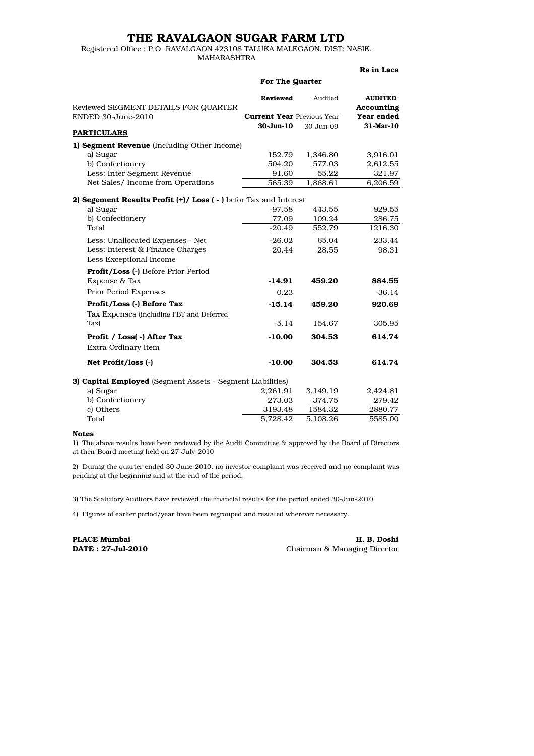# THE RAVALGAON SUGAR FARM LTD

Registered Office : P.O. RAVALGAON 423108 TALUKA MALEGAON, DIST: NASIK, MAHARASHTRA

**Rs in Lacs**

| Reviewed SEGMENT DETAILS FOR QUARTER ENDED 30-June-2010 | For The Quarter | | |
|---|---|---|---|
| | **Reviewed** | Audited | **AUDITED Accounting** |
| | **Current Year** | Previous Year | **Year ended** |
| **PARTICULARS** | **30-Jun-10** | 30-Jun-09 | **31-Mar-10** |
| **1) Segment Revenue** (Including Other Income) | | | |
| a) Sugar | 152.79 | 1,346.80 | 3,916.01 |
| b) Confectionery | 504.20 | 577.03 | 2,612.55 |
| Less: Inter Segment Revenue | 91.60 | 55.22 | 321.97 |
| Net Sales/ Income from Operations | 565.39 | 1,868.61 | 6,206.59 |
| **2) Segement Results Profit (+)/ Loss ( - )** befor Tax and Interest | | | |
| a) Sugar | -97.58 | 443.55 | 929.55 |
| b) Confectionery | 77.09 | 109.24 | 286.75 |
| Total | -20.49 | 552.79 | 1216.30 |
| Less: Unallocated Expenses - Net | -26.02 | 65.04 | 233.44 |
| Less: Interest & Finance Charges | 20.44 | 28.55 | 98.31 |
| Less Exceptional Income | | | |
| **Profit/Loss (-)** Before Prior Period Expense & Tax | **-14.91** | **459.20** | **884.55** |
| Prior Period Expenses | 0.23 | | -36.14 |
| **Profit/Loss (-) Before Tax** | **-15.14** | **459.20** | **920.69** |
| Tax Expenses (including FBT and Deferred Tax) | -5.14 | 154.67 | 305.95 |
| **Profit / Loss( -) After Tax** | **-10.00** | **304.53** | **614.74** |
| Extra Ordinary Item | | | |
| **Net Profit/loss (-)** | **-10.00** | **304.53** | **614.74** |
| **3) Capital Employed** (Segment Assets - Segment Liabilities) | | | |
| a) Sugar | 2,261.91 | 3,149.19 | 2,424.81 |
| b) Confectionery | 273.03 | 374.75 | 279.42 |
| c) Others | 3193.48 | 1584.32 | 2880.77 |
| Total | 5,728.42 | 5,108.26 | 5585.00 |

**Notes**

1) The above results have been reviewed by the Audit Committee & approved by the Board of Directors at their Board meeting held on 27-July-2010

2) During the quarter ended 30-June-2010, no investor complaint was received and no complaint was pending at the beginning and at the end of the period.

3) The Statutory Auditors have reviewed the financial results for the period ended 30-Jun-2010

4) Figures of earlier period/year have been regrouped and restated wherever necessary.

**PLACE Mumbai**
**DATE : 27-Jul-2010**

**H. B. Doshi**
Chairman & Managing Director